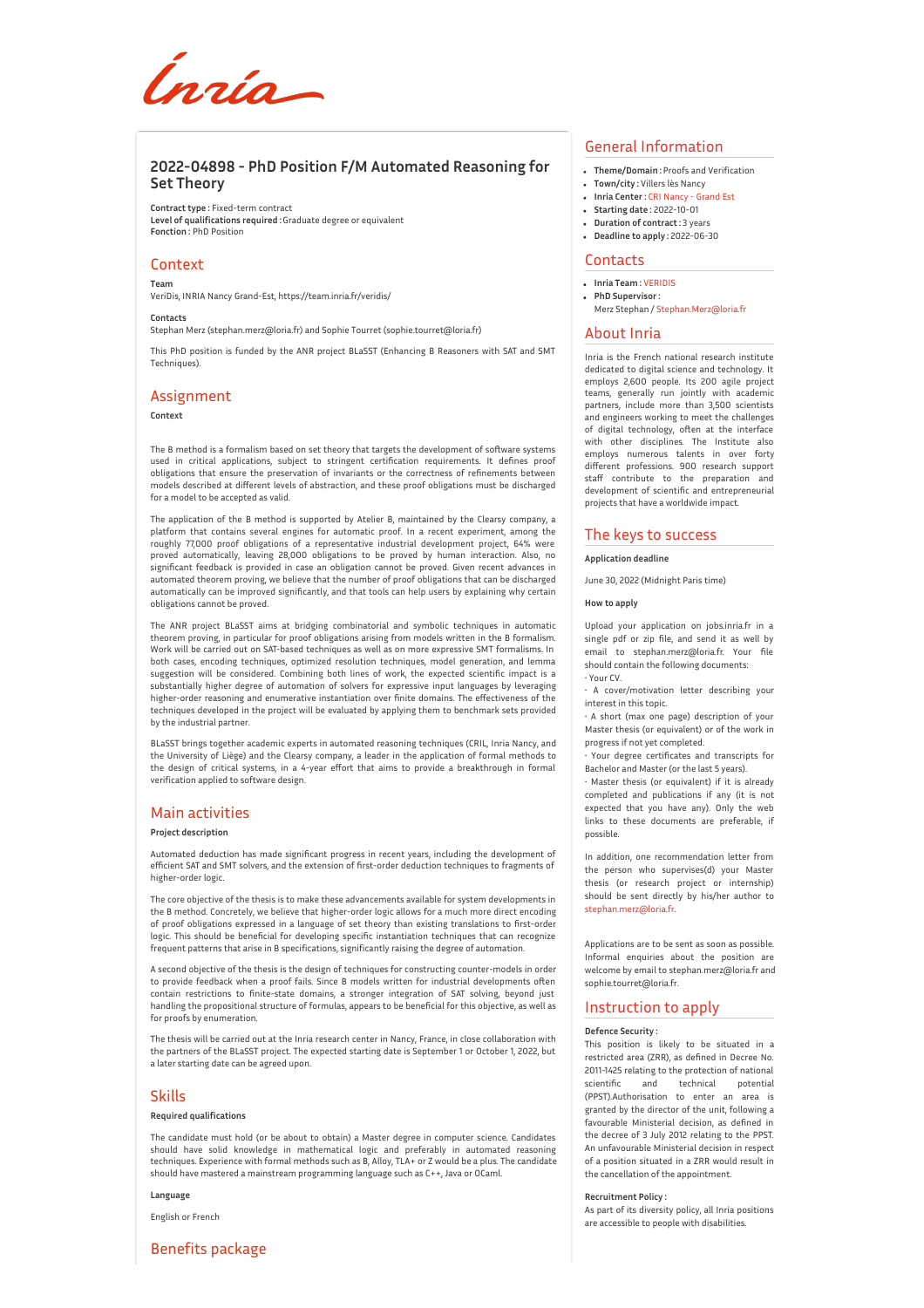# 2022-04898 - PhD Position F/M Automated Reasoning for Set Theory

**Contract type :** Fixed-term contract
**Level of qualifications required :** Graduate degree or equivalent
**Fonction :** PhD Position

## Context

**Team**

VeriDis, INRIA Nancy Grand-Est, https://team.inria.fr/veridis/

**Contacts**

Stephan Merz (stephan.merz@loria.fr) and Sophie Tourret (sophie.tourret@loria.fr)

This PhD position is funded by the ANR project BLaSST (Enhancing B Reasoners with SAT and SMT Techniques).

## Assignment

**Context**

The B method is a formalism based on set theory that targets the development of software systems used in critical applications, subject to stringent certification requirements. It defines proof obligations that ensure the preservation of invariants or the correctness of refinements between models described at different levels of abstraction, and these proof obligations must be discharged for a model to be accepted as valid.

The application of the B method is supported by Atelier B, maintained by the Clearsy company, a platform that contains several engines for automatic proof. In a recent experiment, among the roughly 77,000 proof obligations of a representative industrial development project, 64% were proved automatically, leaving 28,000 obligations to be proved by human interaction. Also, no significant feedback is provided in case an obligation cannot be proved. Given recent advances in automated theorem proving, we believe that the number of proof obligations that can be discharged automatically can be improved significantly, and that tools can help users by explaining why certain obligations cannot be proved.

The ANR project BLaSST aims at bridging combinatorial and symbolic techniques in automatic theorem proving, in particular for proof obligations arising from models written in the B formalism. Work will be carried out on SAT-based techniques as well as on more expressive SMT formalisms. In both cases, encoding techniques, optimized resolution techniques, model generation, and lemma suggestion will be considered. Combining both lines of work, the expected scientific impact is a substantially higher degree of automation of solvers for expressive input languages by leveraging higher-order reasoning and enumerative instantiation over finite domains. The effectiveness of the techniques developed in the project will be evaluated by applying them to benchmark sets provided by the industrial partner.

BLaSST brings together academic experts in automated reasoning techniques (CRIL, Inria Nancy, and the University of Liège) and the Clearsy company, a leader in the application of formal methods to the design of critical systems, in a 4-year effort that aims to provide a breakthrough in formal verification applied to software design.

## Main activities

**Project description**

Automated deduction has made significant progress in recent years, including the development of efficient SAT and SMT solvers, and the extension of first-order deduction techniques to fragments of higher-order logic.

The core objective of the thesis is to make these advancements available for system developments in the B method. Concretely, we believe that higher-order logic allows for a much more direct encoding of proof obligations expressed in a language of set theory than existing translations to first-order logic. This should be beneficial for developing specific instantiation techniques that can recognize frequent patterns that arise in B specifications, significantly raising the degree of automation.

A second objective of the thesis is the design of techniques for constructing counter-models in order to provide feedback when a proof fails. Since B models written for industrial developments often contain restrictions to finite-state domains, a stronger integration of SAT solving, beyond just handling the propositional structure of formulas, appears to be beneficial for this objective, as well as for proofs by enumeration.

The thesis will be carried out at the Inria research center in Nancy, France, in close collaboration with the partners of the BLaSST project. The expected starting date is September 1 or October 1, 2022, but a later starting date can be agreed upon.

## Skills

**Required qualifications**

The candidate must hold (or be about to obtain) a Master degree in computer science. Candidates should have solid knowledge in mathematical logic and preferably in automated reasoning techniques. Experience with formal methods such as B, Alloy, TLA+ or Z would be a plus. The candidate should have mastered a mainstream programming language such as C++, Java or OCaml.

**Language**

English or French

## Benefits package

## General Information

- **Theme/Domain :** Proofs and Verification
- **Town/city :** Villers lès Nancy
- **Inria Center :** CRI Nancy - Grand Est
- **Starting date :** 2022-10-01
- **Duration of contract :** 3 years
- **Deadline to apply :** 2022-06-30

## Contacts

- **Inria Team :** VERIDIS
- **PhD Supervisor :**
  Merz Stephan / Stephan.Merz@loria.fr

## About Inria

Inria is the French national research institute dedicated to digital science and technology. It employs 2,600 people. Its 200 agile project teams, generally run jointly with academic partners, include more than 3,500 scientists and engineers working to meet the challenges of digital technology, often at the interface with other disciplines. The Institute also employs numerous talents in over forty different professions. 900 research support staff contribute to the preparation and development of scientific and entrepreneurial projects that have a worldwide impact.

## The keys to success

**Application deadline**

June 30, 2022 (Midnight Paris time)

**How to apply**

Upload your application on jobs.inria.fr in a single pdf or zip file, and send it as well by email to stephan.merz@loria.fr. Your file should contain the following documents:
- Your CV.
- A cover/motivation letter describing your interest in this topic.
- A short (max one page) description of your Master thesis (or equivalent) or of the work in progress if not yet completed.
- Your degree certificates and transcripts for Bachelor and Master (or the last 5 years).
- Master thesis (or equivalent) if it is already completed and publications if any (it is not expected that you have any). Only the web links to these documents are preferable, if possible.

In addition, one recommendation letter from the person who supervises(d) your Master thesis (or research project or internship) should be sent directly by his/her author to stephan.merz@loria.fr.

Applications are to be sent as soon as possible. Informal enquiries about the position are welcome by email to stephan.merz@loria.fr and sophie.tourret@loria.fr.

## Instruction to apply

**Defence Security :**
This position is likely to be situated in a restricted area (ZRR), as defined in Decree No. 2011-1425 relating to the protection of national scientific and technical potential (PPST).Authorisation to enter an area is granted by the director of the unit, following a favourable Ministerial decision, as defined in the decree of 3 July 2012 relating to the PPST. An unfavourable Ministerial decision in respect of a position situated in a ZRR would result in the cancellation of the appointment.

**Recruitment Policy :**
As part of its diversity policy, all Inria positions are accessible to people with disabilities.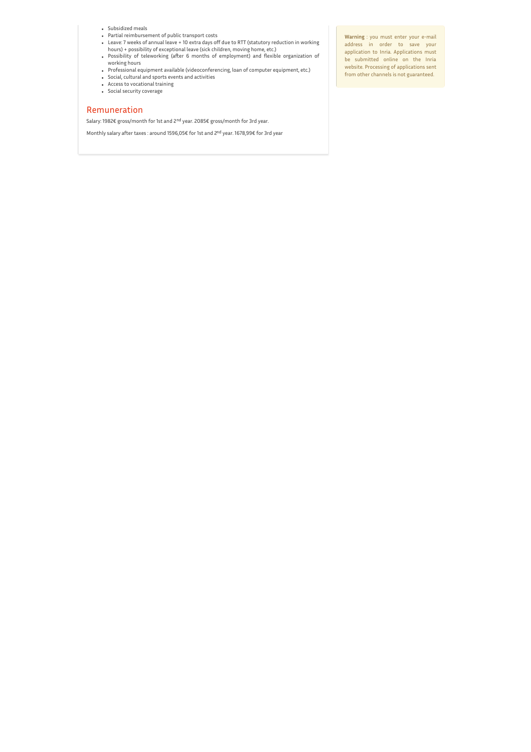- Subsidized meals
- Partial reimbursement of public transport costs
- Leave: 7 weeks of annual leave + 10 extra days off due to RTT (statutory reduction in working hours) + possibility of exceptional leave (sick children, moving home, etc.)
- Possibility of teleworking (after 6 months of employment) and flexible organization of working hours
- Professional equipment available (videoconferencing, loan of computer equipment, etc.)
- Social, cultural and sports events and activities
- Access to vocational training
- Social security coverage

## Remuneration

Salary: 1982€ gross/month for 1st and 2nd year. 2085€ gross/month for 3rd year.

Monthly salary after taxes : around 1596,05€ for 1st and 2nd year. 1678,99€ for 3rd year

**Warning** : you must enter your e-mail address in order to save your application to Inria. Applications must be submitted online on the Inria website. Processing of applications sent from other channels is not guaranteed.